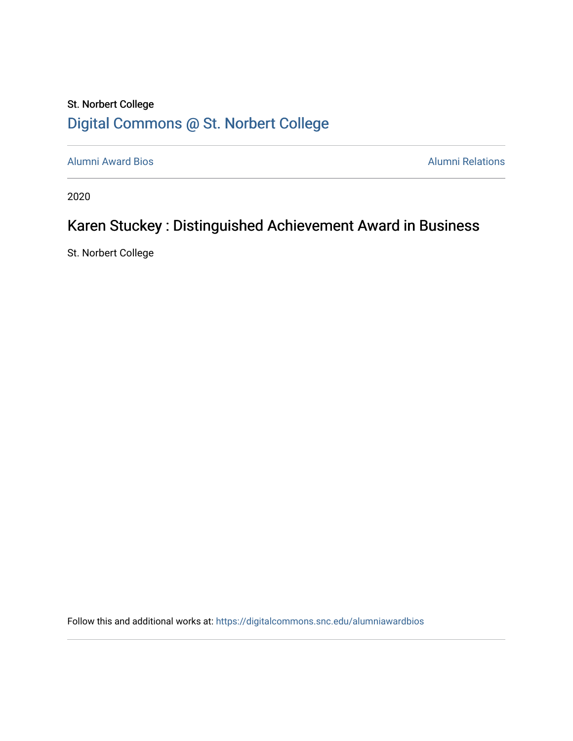St. Norbert College

[Digital Commons @ St. Norbert College](https://digitalcommons.snc.edu)

[Alumni Award Bios](https://digitalcommons.snc.edu/alumniawardbios) | [Alumni Relations](https://digitalcommons.snc.edu)

2020

# Karen Stuckey : Distinguished Achievement Award in Business

St. Norbert College

Follow this and additional works at: https://digitalcommons.snc.edu/alumniawardbios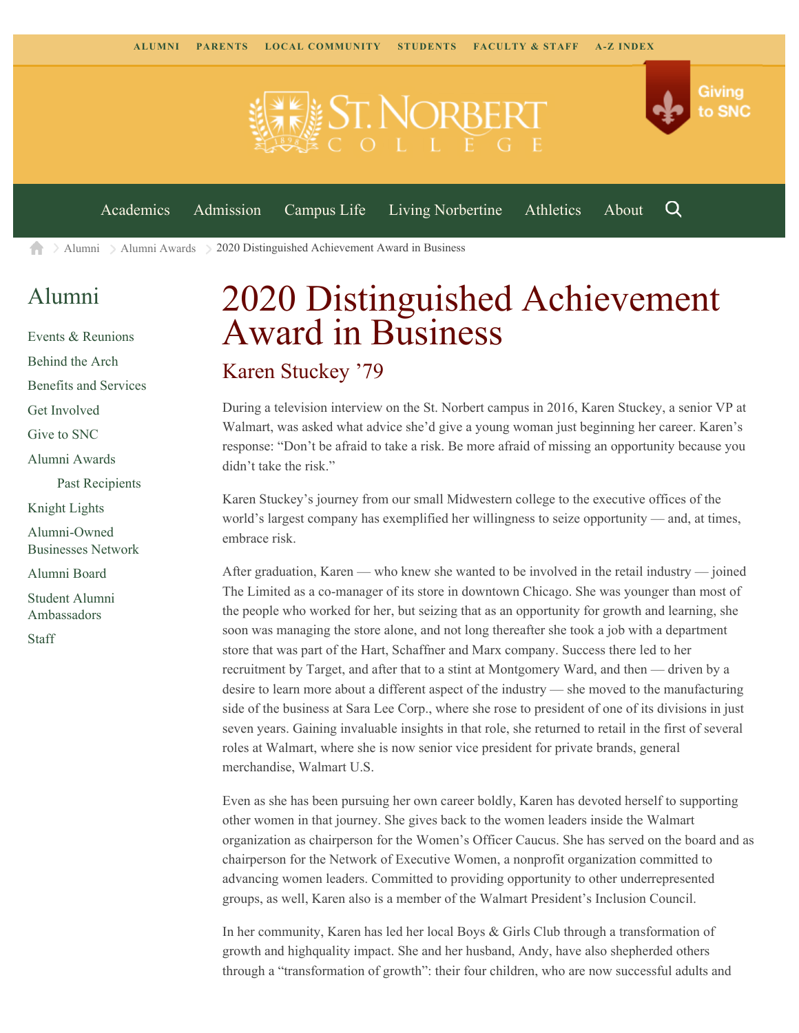ALUMNI PARENTS LOCAL COMMUNITY STUDENTS FACULTY & STAFF A-Z INDEX

Giving to SNC

Academics Admission Campus Life Living Norbertine Athletics About

Alumni > Alumni Awards > 2020 Distinguished Achievement Award in Business

## Alumni

- Events & Reunions
- Behind the Arch
- Benefits and Services
- Get Involved
- Give to SNC
- Alumni Awards
  - Past Recipients
- Knight Lights
- Alumni-Owned Businesses Network
- Alumni Board
- Student Alumni Ambassadors
- Staff

# 2020 Distinguished Achievement Award in Business

## Karen Stuckey '79

During a television interview on the St. Norbert campus in 2016, Karen Stuckey, a senior VP at Walmart, was asked what advice she'd give a young woman just beginning her career. Karen's response: "Don't be afraid to take a risk. Be more afraid of missing an opportunity because you didn't take the risk."

Karen Stuckey's journey from our small Midwestern college to the executive offices of the world's largest company has exemplified her willingness to seize opportunity — and, at times, embrace risk.

After graduation, Karen — who knew she wanted to be involved in the retail industry — joined The Limited as a co-manager of its store in downtown Chicago. She was younger than most of the people who worked for her, but seizing that as an opportunity for growth and learning, she soon was managing the store alone, and not long thereafter she took a job with a department store that was part of the Hart, Schaffner and Marx company. Success there led to her recruitment by Target, and after that to a stint at Montgomery Ward, and then — driven by a desire to learn more about a different aspect of the industry — she moved to the manufacturing side of the business at Sara Lee Corp., where she rose to president of one of its divisions in just seven years. Gaining invaluable insights in that role, she returned to retail in the first of several roles at Walmart, where she is now senior vice president for private brands, general merchandise, Walmart U.S.

Even as she has been pursuing her own career boldly, Karen has devoted herself to supporting other women in that journey. She gives back to the women leaders inside the Walmart organization as chairperson for the Women's Officer Caucus. She has served on the board and as chairperson for the Network of Executive Women, a nonprofit organization committed to advancing women leaders. Committed to providing opportunity to other underrepresented groups, as well, Karen also is a member of the Walmart President's Inclusion Council.

In her community, Karen has led her local Boys & Girls Club through a transformation of growth and highquality impact. She and her husband, Andy, have also shepherded others through a "transformation of growth": their four children, who are now successful adults and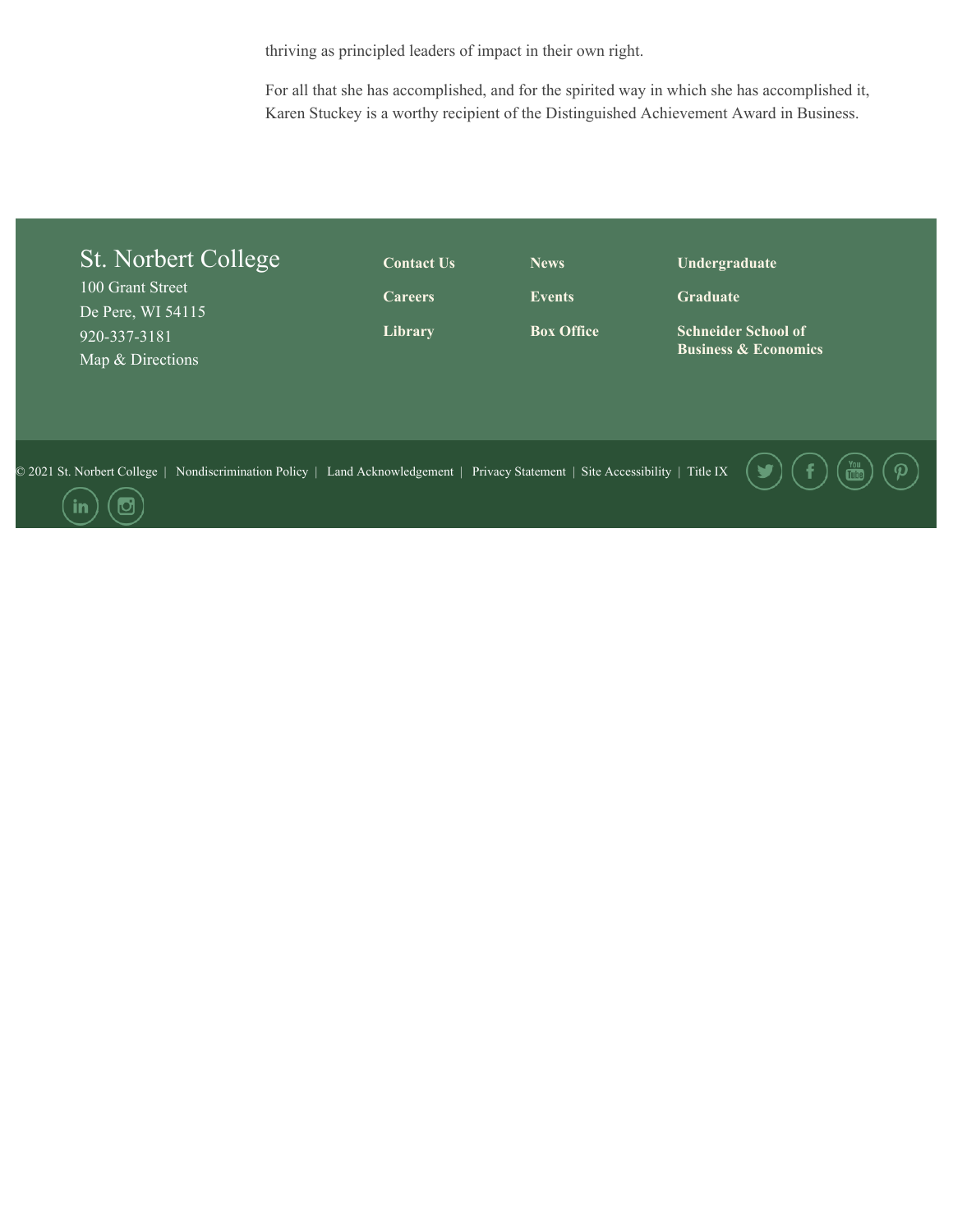thriving as principled leaders of impact in their own right.

For all that she has accomplished, and for the spirited way in which she has accomplished it, Karen Stuckey is a worthy recipient of the Distinguished Achievement Award in Business.

St. Norbert College
100 Grant Street
De Pere, WI 54115
920-337-3181
Map & Directions

**Contact Us**

**Careers**

**Library**

**News**

**Events**

**Box Office**

**Undergraduate**

**Graduate**

**Schneider School of Business & Economics**

© 2021 St. Norbert College | Nondiscrimination Policy | Land Acknowledgement | Privacy Statement | Site Accessibility | Title IX